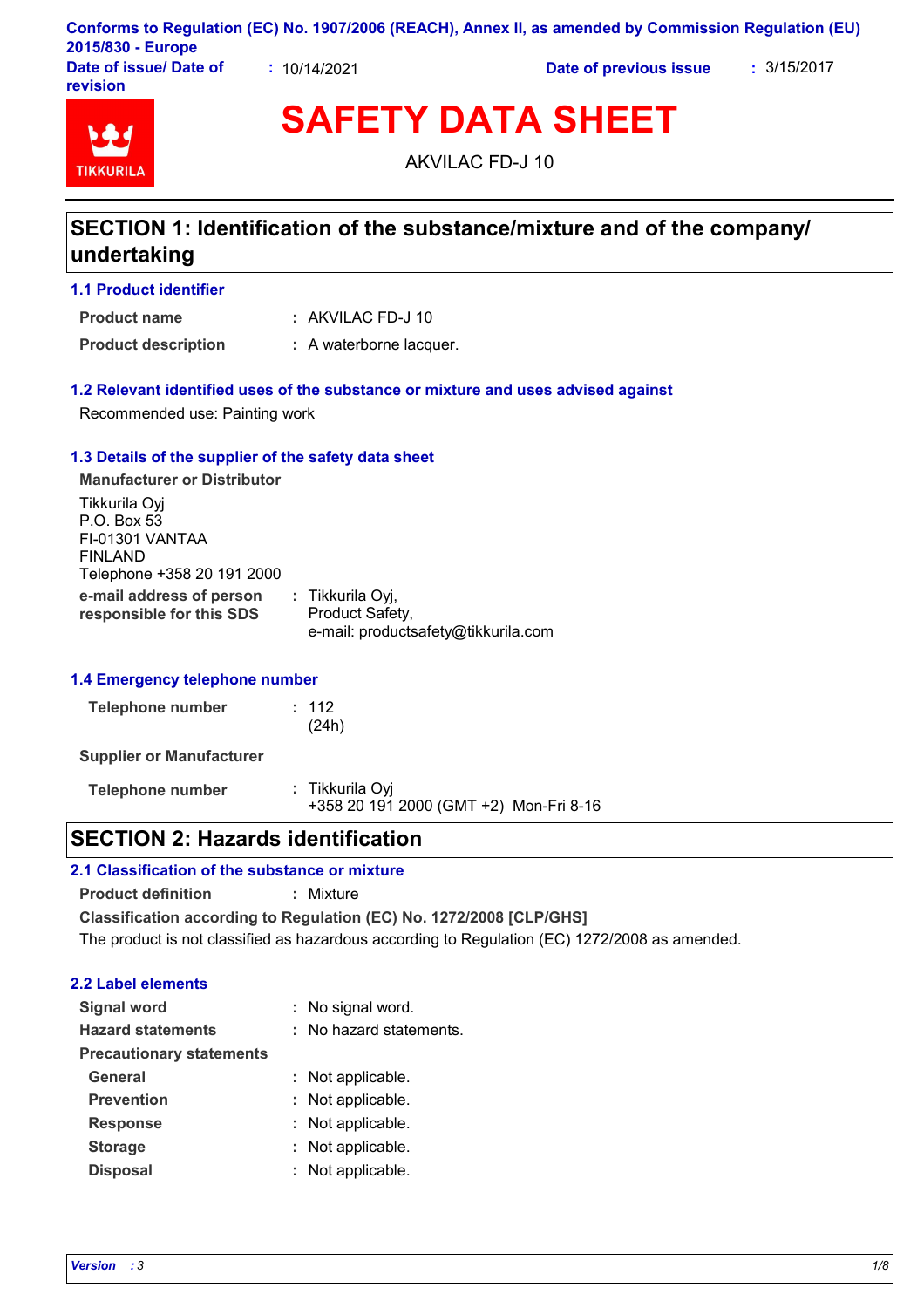**Conforms to Regulation (EC) No. 1907/2006 (REACH), Annex II, as amended by Commission Regulation (EU) 2015/830 - Europe**

**Date of issue/ Date of revision** : 10/14/2021 **Date of previous issue** : 3/15/2017

TIKKURILA

# SAFETY DATA SHEET

AKVILAC FD-J 10

## SECTION 1: Identification of the substance/mixture and of the company/ undertaking

### 1.1 Product identifier

**Product name** : AKVILAC FD-J 10

**Product description** : A waterborne lacquer.

### 1.2 Relevant identified uses of the substance or mixture and uses advised against

Recommended use: Painting work

### 1.3 Details of the supplier of the safety data sheet

**Manufacturer or Distributor**

Tikkurila Oyj
P.O. Box 53
FI-01301 VANTAA
FINLAND
Telephone +358 20 191 2000

**e-mail address of person responsible for this SDS** : Tikkurila Oyj, Product Safety, e-mail: productsafety@tikkurila.com

### 1.4 Emergency telephone number

**Telephone number** : 112 (24h)

**Supplier or Manufacturer**

**Telephone number** : Tikkurila Oyj
+358 20 191 2000 (GMT +2) Mon-Fri 8-16

## SECTION 2: Hazards identification

### 2.1 Classification of the substance or mixture

**Product definition** : Mixture

**Classification according to Regulation (EC) No. 1272/2008 [CLP/GHS]**

The product is not classified as hazardous according to Regulation (EC) 1272/2008 as amended.

### 2.2 Label elements

**Signal word** : No signal word.

**Hazard statements** : No hazard statements.

**Precautionary statements**

**General** : Not applicable.

**Prevention** : Not applicable.

**Response** : Not applicable.

**Storage** : Not applicable.

**Disposal** : Not applicable.

*Version : 3*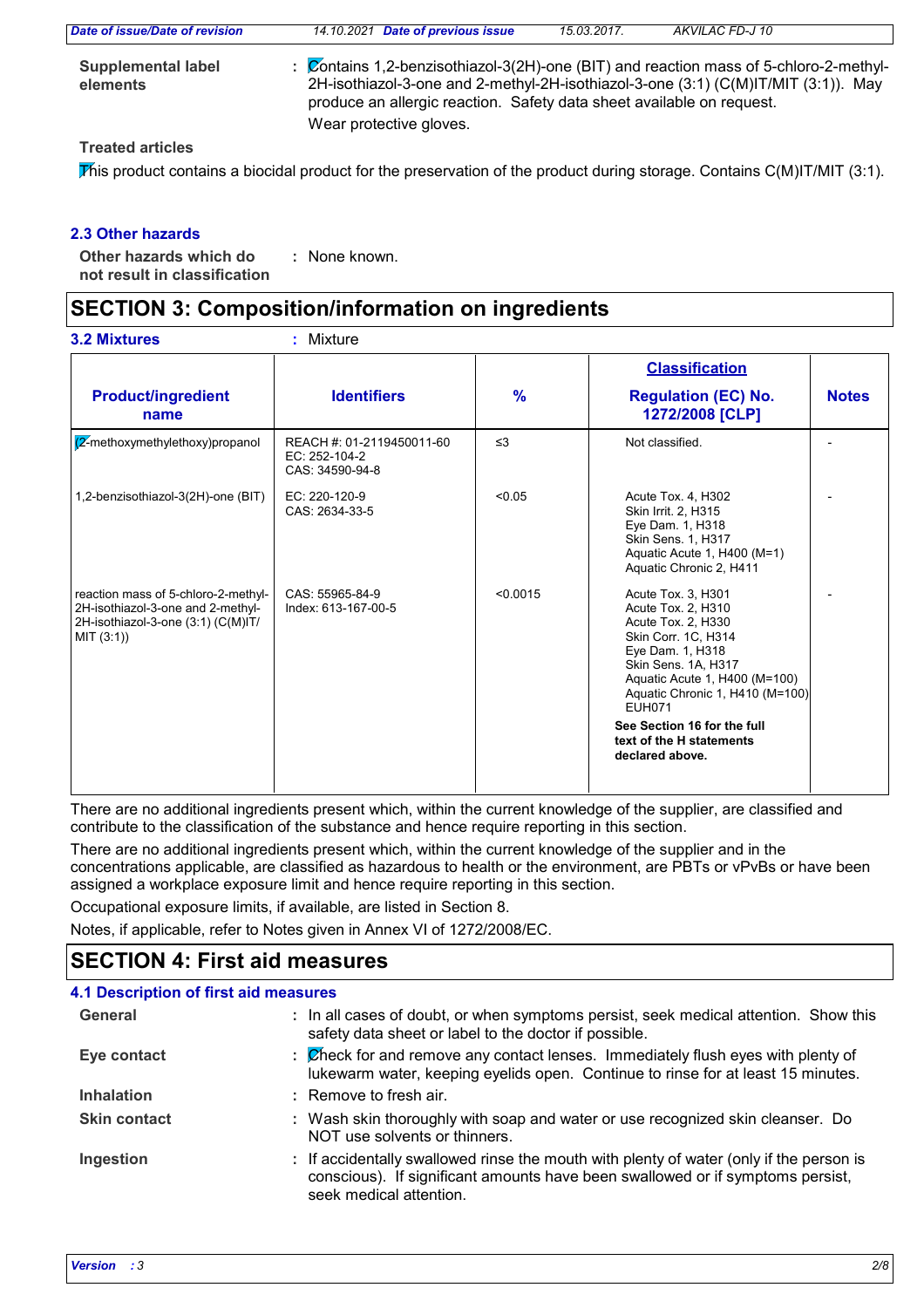**Supplemental label elements** : Contains 1,2-benzisothiazol-3(2H)-one (BIT) and reaction mass of 5-chloro-2-methyl-2H-isothiazol-3-one and 2-methyl-2H-isothiazol-3-one (3:1) (C(M)IT/MIT (3:1)). May produce an allergic reaction. Safety data sheet available on request.
Wear protective gloves.

**Treated articles**

This product contains a biocidal product for the preservation of the product during storage. Contains C(M)IT/MIT (3:1).

### 2.3 Other hazards

**Other hazards which do not result in classification** : None known.

## SECTION 3: Composition/information on ingredients

### 3.2 Mixtures : Mixture

| Product/ingredient name | Identifiers | % | Classification<br>Regulation (EC) No. 1272/2008 [CLP] | Notes |
|---|---|---|---|---|
| (2-methoxymethylethoxy)propanol | REACH #: 01-2119450011-60<br>EC: 252-104-2<br>CAS: 34590-94-8 | ≤3 | Not classified. | - |
| 1,2-benzisothiazol-3(2H)-one (BIT) | EC: 220-120-9<br>CAS: 2634-33-5 | <0.05 | Acute Tox. 4, H302<br>Skin Irrit. 2, H315<br>Eye Dam. 1, H318<br>Skin Sens. 1, H317<br>Aquatic Acute 1, H400 (M=1)<br>Aquatic Chronic 2, H411 | - |
| reaction mass of 5-chloro-2-methyl-2H-isothiazol-3-one and 2-methyl-2H-isothiazol-3-one (3:1) (C(M)IT/MIT (3:1)) | CAS: 55965-84-9<br>Index: 613-167-00-5 | <0.0015 | Acute Tox. 3, H301<br>Acute Tox. 2, H310<br>Acute Tox. 2, H330<br>Skin Corr. 1C, H314<br>Eye Dam. 1, H318<br>Skin Sens. 1A, H317<br>Aquatic Acute 1, H400 (M=100)<br>Aquatic Chronic 1, H410 (M=100)<br>EUH071<br>**See Section 16 for the full text of the H statements declared above.** | - |

There are no additional ingredients present which, within the current knowledge of the supplier, are classified and contribute to the classification of the substance and hence require reporting in this section.

There are no additional ingredients present which, within the current knowledge of the supplier and in the concentrations applicable, are classified as hazardous to health or the environment, are PBTs or vPvBs or have been assigned a workplace exposure limit and hence require reporting in this section.

Occupational exposure limits, if available, are listed in Section 8.

Notes, if applicable, refer to Notes given in Annex VI of 1272/2008/EC.

## SECTION 4: First aid measures

### 4.1 Description of first aid measures

**General** : In all cases of doubt, or when symptoms persist, seek medical attention. Show this safety data sheet or label to the doctor if possible.

**Eye contact** : Check for and remove any contact lenses. Immediately flush eyes with plenty of lukewarm water, keeping eyelids open. Continue to rinse for at least 15 minutes.

**Inhalation** : Remove to fresh air.

**Skin contact** : Wash skin thoroughly with soap and water or use recognized skin cleanser. Do NOT use solvents or thinners.

**Ingestion** : If accidentally swallowed rinse the mouth with plenty of water (only if the person is conscious). If significant amounts have been swallowed or if symptoms persist, seek medical attention.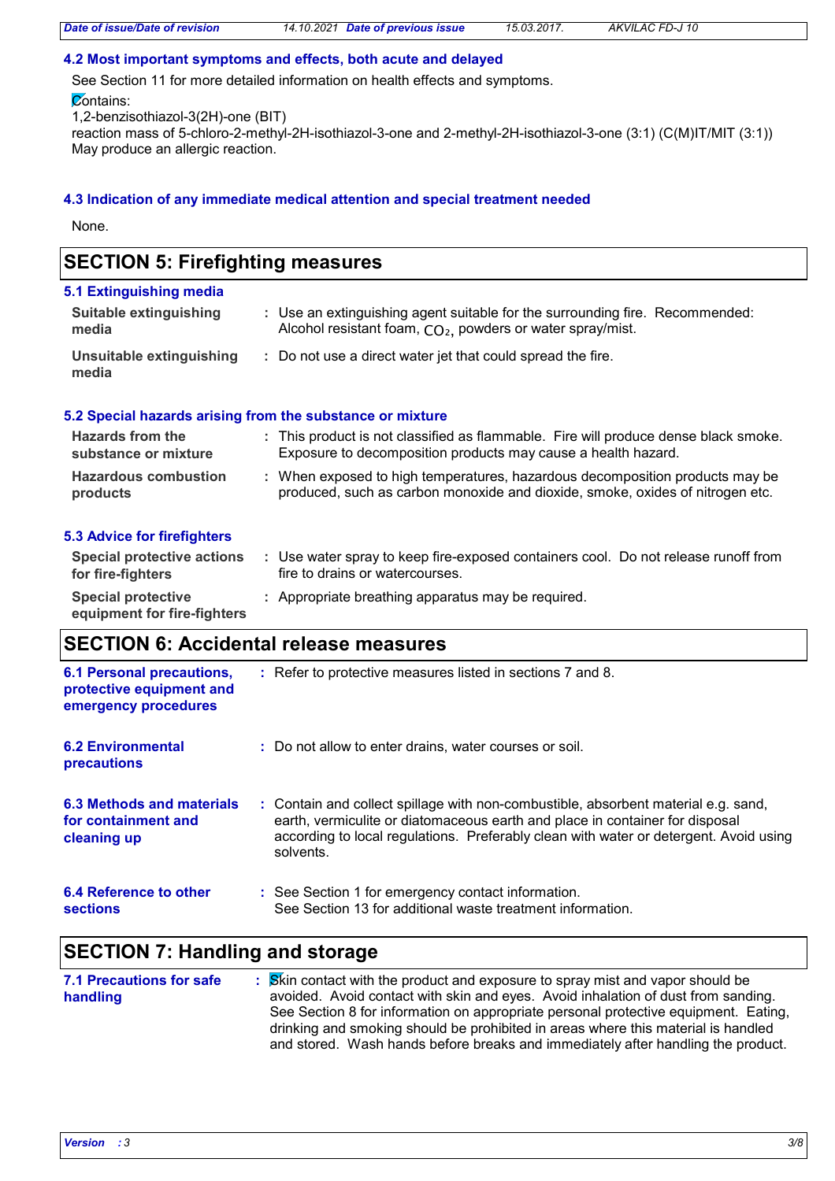### 4.2 Most important symptoms and effects, both acute and delayed

See Section 11 for more detailed information on health effects and symptoms.

Contains:
1,2-benzisothiazol-3(2H)-one (BIT)
reaction mass of 5-chloro-2-methyl-2H-isothiazol-3-one and 2-methyl-2H-isothiazol-3-one (3:1) (C(M)IT/MIT (3:1))
May produce an allergic reaction.

### 4.3 Indication of any immediate medical attention and special treatment needed

None.

## SECTION 5: Firefighting measures

### 5.1 Extinguishing media

| | |
|---|---|
| **Suitable extinguishing media** | : Use an extinguishing agent suitable for the surrounding fire. Recommended: Alcohol resistant foam, $CO_2$, powders or water spray/mist. |
| **Unsuitable extinguishing media** | : Do not use a direct water jet that could spread the fire. |

### 5.2 Special hazards arising from the substance or mixture

| | |
|---|---|
| **Hazards from the substance or mixture** | : This product is not classified as flammable. Fire will produce dense black smoke. Exposure to decomposition products may cause a health hazard. |
| **Hazardous combustion products** | : When exposed to high temperatures, hazardous decomposition products may be produced, such as carbon monoxide and dioxide, smoke, oxides of nitrogen etc. |

### 5.3 Advice for firefighters

| | |
|---|---|
| **Special protective actions for fire-fighters** | : Use water spray to keep fire-exposed containers cool. Do not release runoff from fire to drains or watercourses. |
| **Special protective equipment for fire-fighters** | : Appropriate breathing apparatus may be required. |

## SECTION 6: Accidental release measures

| | |
|---|---|
| **6.1 Personal precautions, protective equipment and emergency procedures** | : Refer to protective measures listed in sections 7 and 8. |
| **6.2 Environmental precautions** | : Do not allow to enter drains, water courses or soil. |
| **6.3 Methods and materials for containment and cleaning up** | : Contain and collect spillage with non-combustible, absorbent material e.g. sand, earth, vermiculite or diatomaceous earth and place in container for disposal according to local regulations. Preferably clean with water or detergent. Avoid using solvents. |
| **6.4 Reference to other sections** | : See Section 1 for emergency contact information.<br>See Section 13 for additional waste treatment information. |

## SECTION 7: Handling and storage

| | |
|---|---|
| **7.1 Precautions for safe handling** | : Skin contact with the product and exposure to spray mist and vapor should be avoided. Avoid contact with skin and eyes. Avoid inhalation of dust from sanding. See Section 8 for information on appropriate personal protective equipment. Eating, drinking and smoking should be prohibited in areas where this material is handled and stored. Wash hands before breaks and immediately after handling the product. |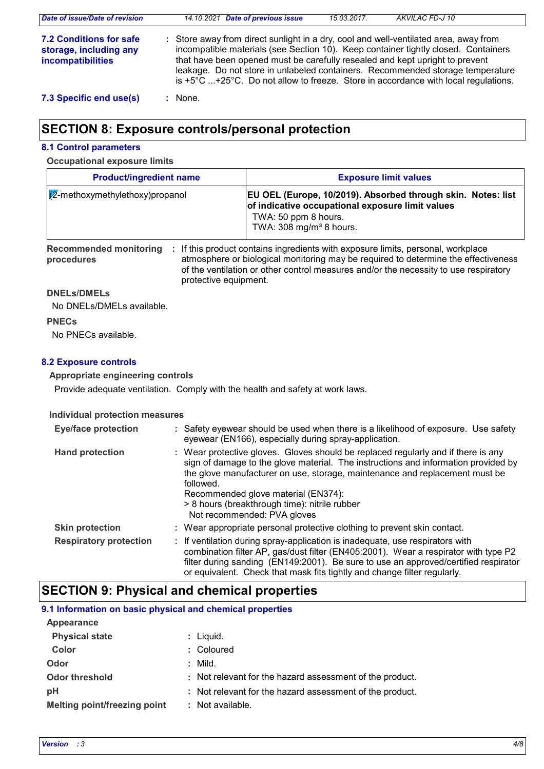**7.2 Conditions for safe storage, including any incompatibilities** : Store away from direct sunlight in a dry, cool and well-ventilated area, away from incompatible materials (see Section 10). Keep container tightly closed. Containers that have been opened must be carefully resealed and kept upright to prevent leakage. Do not store in unlabeled containers. Recommended storage temperature is +5°C ...+25°C. Do not allow to freeze. Store in accordance with local regulations.

**7.3 Specific end use(s)** : None.

## SECTION 8: Exposure controls/personal protection

### 8.1 Control parameters

**Occupational exposure limits**

| Product/ingredient name | Exposure limit values |
|---|---|
| (2-methoxymethylethoxy)propanol | **EU OEL (Europe, 10/2019). Absorbed through skin. Notes: list of indicative occupational exposure limit values** TWA: 50 ppm 8 hours. TWA: 308 mg/m³ 8 hours. |

**Recommended monitoring procedures** : If this product contains ingredients with exposure limits, personal, workplace atmosphere or biological monitoring may be required to determine the effectiveness of the ventilation or other control measures and/or the necessity to use respiratory protective equipment.

**DNELs/DMELs**

No DNELs/DMELs available.

**PNECs**

No PNECs available.

### 8.2 Exposure controls

**Appropriate engineering controls**

Provide adequate ventilation. Comply with the health and safety at work laws.

**Individual protection measures**

**Eye/face protection** : Safety eyewear should be used when there is a likelihood of exposure. Use safety eyewear (EN166), especially during spray-application.

**Hand protection** : Wear protective gloves. Gloves should be replaced regularly and if there is any sign of damage to the glove material. The instructions and information provided by the glove manufacturer on use, storage, maintenance and replacement must be followed.
Recommended glove material (EN374):
> 8 hours (breakthrough time): nitrile rubber
Not recommended: PVA gloves

**Skin protection** : Wear appropriate personal protective clothing to prevent skin contact.

**Respiratory protection** : If ventilation during spray-application is inadequate, use respirators with combination filter AP, gas/dust filter (EN405:2001). Wear a respirator with type P2 filter during sanding (EN149:2001). Be sure to use an approved/certified respirator or equivalent. Check that mask fits tightly and change filter regularly.

## SECTION 9: Physical and chemical properties

### 9.1 Information on basic physical and chemical properties

**Appearance**

**Physical state** : Liquid.

**Color** : Coloured

**Odor** : Mild.

**Odor threshold** : Not relevant for the hazard assessment of the product.

**pH** : Not relevant for the hazard assessment of the product.

**Melting point/freezing point** : Not available.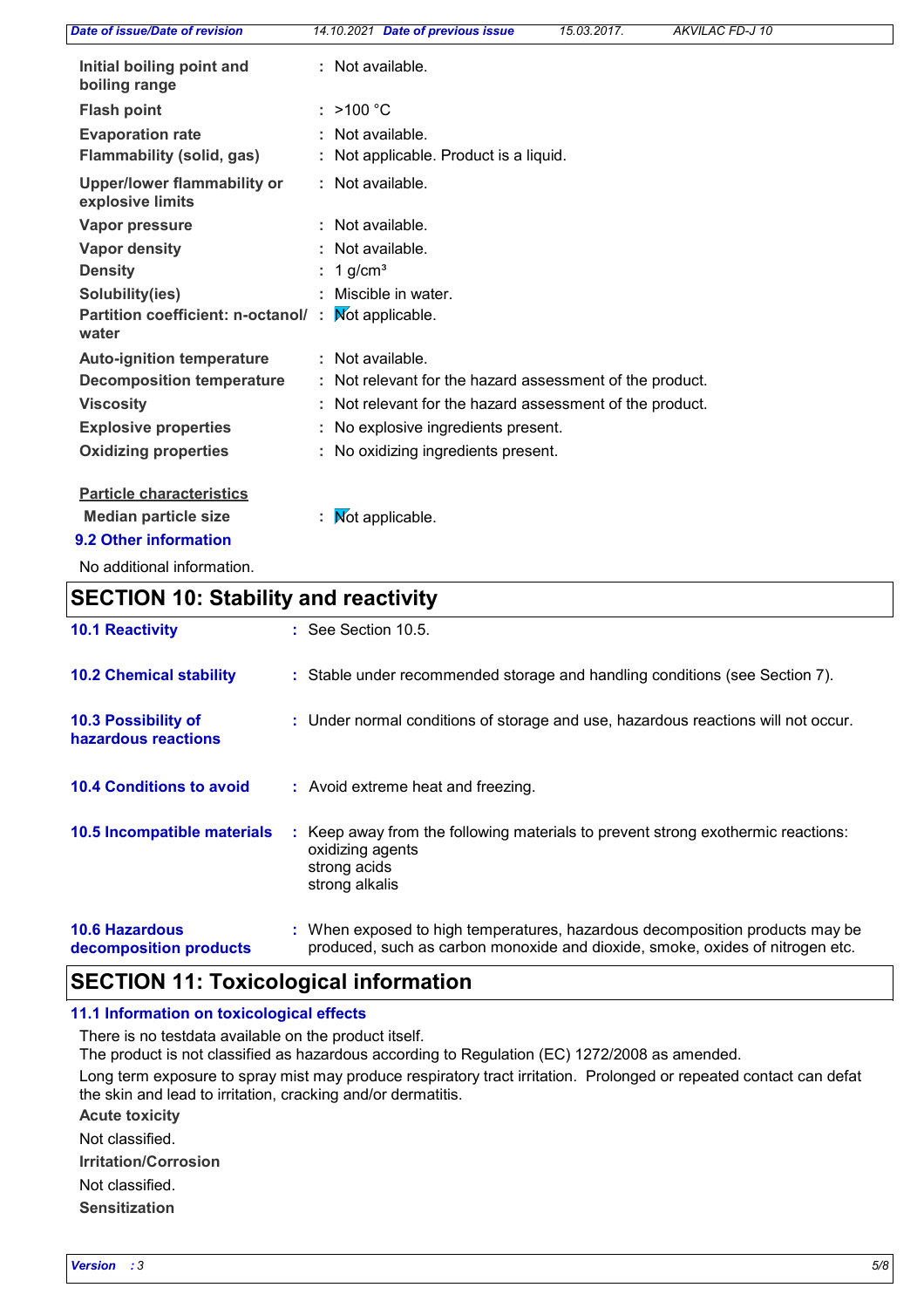| | |
|---|---|
| **Initial boiling point and boiling range** | : Not available. |
| **Flash point** | : >100 °C |
| **Evaporation rate** | : Not available. |
| **Flammability (solid, gas)** | : Not applicable. Product is a liquid. |
| **Upper/lower flammability or explosive limits** | : Not available. |
| **Vapor pressure** | : Not available. |
| **Vapor density** | : Not available. |
| **Density** | : 1 g/cm³ |
| **Solubility(ies)** | : Miscible in water. |
| **Partition coefficient: n-octanol/ water** | : Not applicable. |
| **Auto-ignition temperature** | : Not available. |
| **Decomposition temperature** | : Not relevant for the hazard assessment of the product. |
| **Viscosity** | : Not relevant for the hazard assessment of the product. |
| **Explosive properties** | : No explosive ingredients present. |
| **Oxidizing properties** | : No oxidizing ingredients present. |

**Particle characteristics**

| | |
|---|---|
| **Median particle size** | : Not applicable. |

### 9.2 Other information

No additional information.

## SECTION 10: Stability and reactivity

| | |
|---|---|
| **10.1 Reactivity** | : See Section 10.5. |
| **10.2 Chemical stability** | : Stable under recommended storage and handling conditions (see Section 7). |
| **10.3 Possibility of hazardous reactions** | : Under normal conditions of storage and use, hazardous reactions will not occur. |
| **10.4 Conditions to avoid** | : Avoid extreme heat and freezing. |
| **10.5 Incompatible materials** | : Keep away from the following materials to prevent strong exothermic reactions: oxidizing agents, strong acids, strong alkalis |
| **10.6 Hazardous decomposition products** | : When exposed to high temperatures, hazardous decomposition products may be produced, such as carbon monoxide and dioxide, smoke, oxides of nitrogen etc. |

## SECTION 11: Toxicological information

### 11.1 Information on toxicological effects

There is no testdata available on the product itself.
The product is not classified as hazardous according to Regulation (EC) 1272/2008 as amended.

Long term exposure to spray mist may produce respiratory tract irritation. Prolonged or repeated contact can defat the skin and lead to irritation, cracking and/or dermatitis.

**Acute toxicity**

Not classified.

**Irritation/Corrosion**

Not classified.

**Sensitization**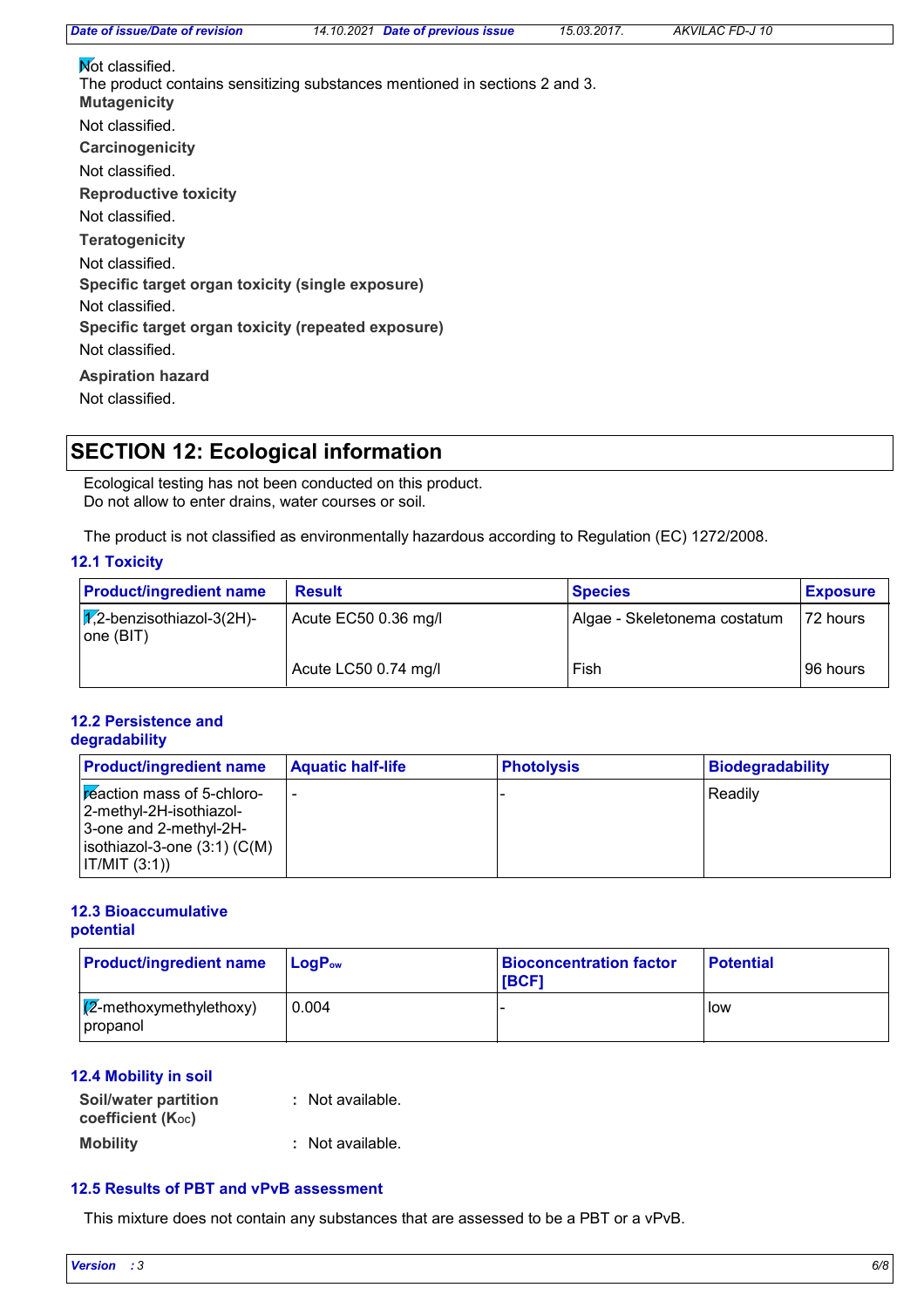Not classified.
The product contains sensitizing substances mentioned in sections 2 and 3.

**Mutagenicity**

Not classified.

**Carcinogenicity**

Not classified.

**Reproductive toxicity**

Not classified.

**Teratogenicity**

Not classified.

**Specific target organ toxicity (single exposure)**

Not classified.

**Specific target organ toxicity (repeated exposure)**

Not classified.

**Aspiration hazard**

Not classified.

## SECTION 12: Ecological information

Ecological testing has not been conducted on this product.
Do not allow to enter drains, water courses or soil.

The product is not classified as environmentally hazardous according to Regulation (EC) 1272/2008.

### 12.1 Toxicity

| Product/ingredient name | Result | Species | Exposure |
|---|---|---|---|
| 1,2-benzisothiazol-3(2H)-one (BIT) | Acute EC50 0.36 mg/l | Algae - Skeletonema costatum | 72 hours |
| | Acute LC50 0.74 mg/l | Fish | 96 hours |

### 12.2 Persistence and degradability

| Product/ingredient name | Aquatic half-life | Photolysis | Biodegradability |
|---|---|---|---|
| reaction mass of 5-chloro-2-methyl-2H-isothiazol-3-one and 2-methyl-2H-isothiazol-3-one (3:1) (C(M) IT/MIT (3:1)) | - | - | Readily |

### 12.3 Bioaccumulative potential

| Product/ingredient name | $LogP_{ow}$ | Bioconcentration factor [BCF] | Potential |
|---|---|---|---|
| (2-methoxymethylethoxy) propanol | 0.004 | - | low |

### 12.4 Mobility in soil

**Soil/water partition coefficient ($K_{OC}$)** : Not available.

**Mobility** : Not available.

### 12.5 Results of PBT and vPvB assessment

This mixture does not contain any substances that are assessed to be a PBT or a vPvB.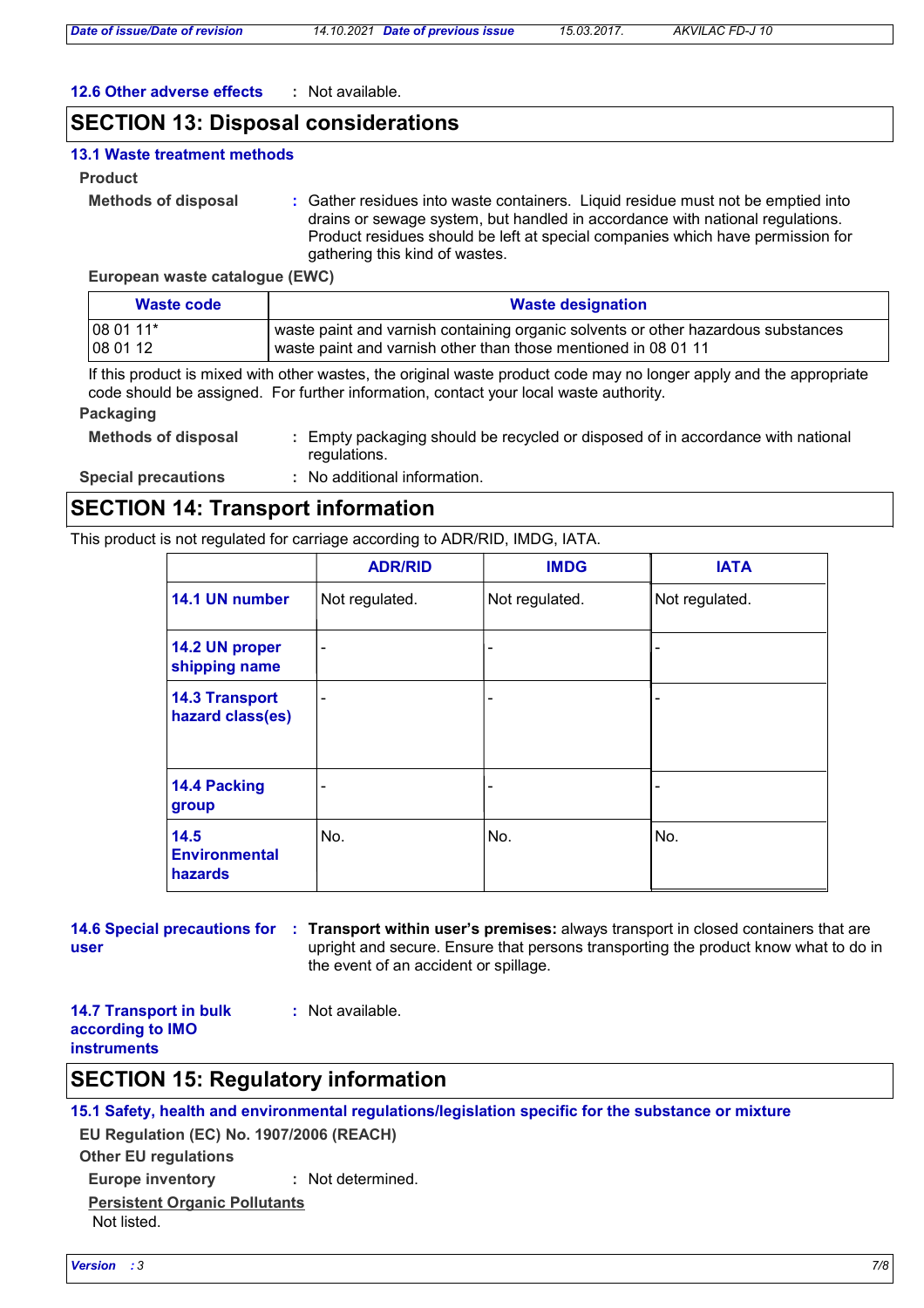**12.6 Other adverse effects** : Not available.

## SECTION 13: Disposal considerations

### 13.1 Waste treatment methods

**Product**

**Methods of disposal** : Gather residues into waste containers. Liquid residue must not be emptied into drains or sewage system, but handled in accordance with national regulations. Product residues should be left at special companies which have permission for gathering this kind of wastes.

**European waste catalogue (EWC)**

| Waste code | Waste designation |
|---|---|
| 08 01 11*<br>08 01 12 | waste paint and varnish containing organic solvents or other hazardous substances<br>waste paint and varnish other than those mentioned in 08 01 11 |

If this product is mixed with other wastes, the original waste product code may no longer apply and the appropriate code should be assigned. For further information, contact your local waste authority.

**Packaging**

**Methods of disposal** : Empty packaging should be recycled or disposed of in accordance with national regulations.

**Special precautions** : No additional information.

## SECTION 14: Transport information

This product is not regulated for carriage according to ADR/RID, IMDG, IATA.

| | ADR/RID | IMDG | IATA |
|---|---|---|---|
| **14.1 UN number** | Not regulated. | Not regulated. | Not regulated. |
| **14.2 UN proper shipping name** | - | - | - |
| **14.3 Transport hazard class(es)** | - | - | - |
| **14.4 Packing group** | - | - | - |
| **14.5 Environmental hazards** | No. | No. | No. |

**14.6 Special precautions for user** : **Transport within user's premises:** always transport in closed containers that are upright and secure. Ensure that persons transporting the product know what to do in the event of an accident or spillage.

**14.7 Transport in bulk according to IMO instruments** : Not available.

## SECTION 15: Regulatory information

### 15.1 Safety, health and environmental regulations/legislation specific for the substance or mixture

**EU Regulation (EC) No. 1907/2006 (REACH)**

**Other EU regulations**

**Europe inventory** : Not determined.

**Persistent Organic Pollutants**

Not listed.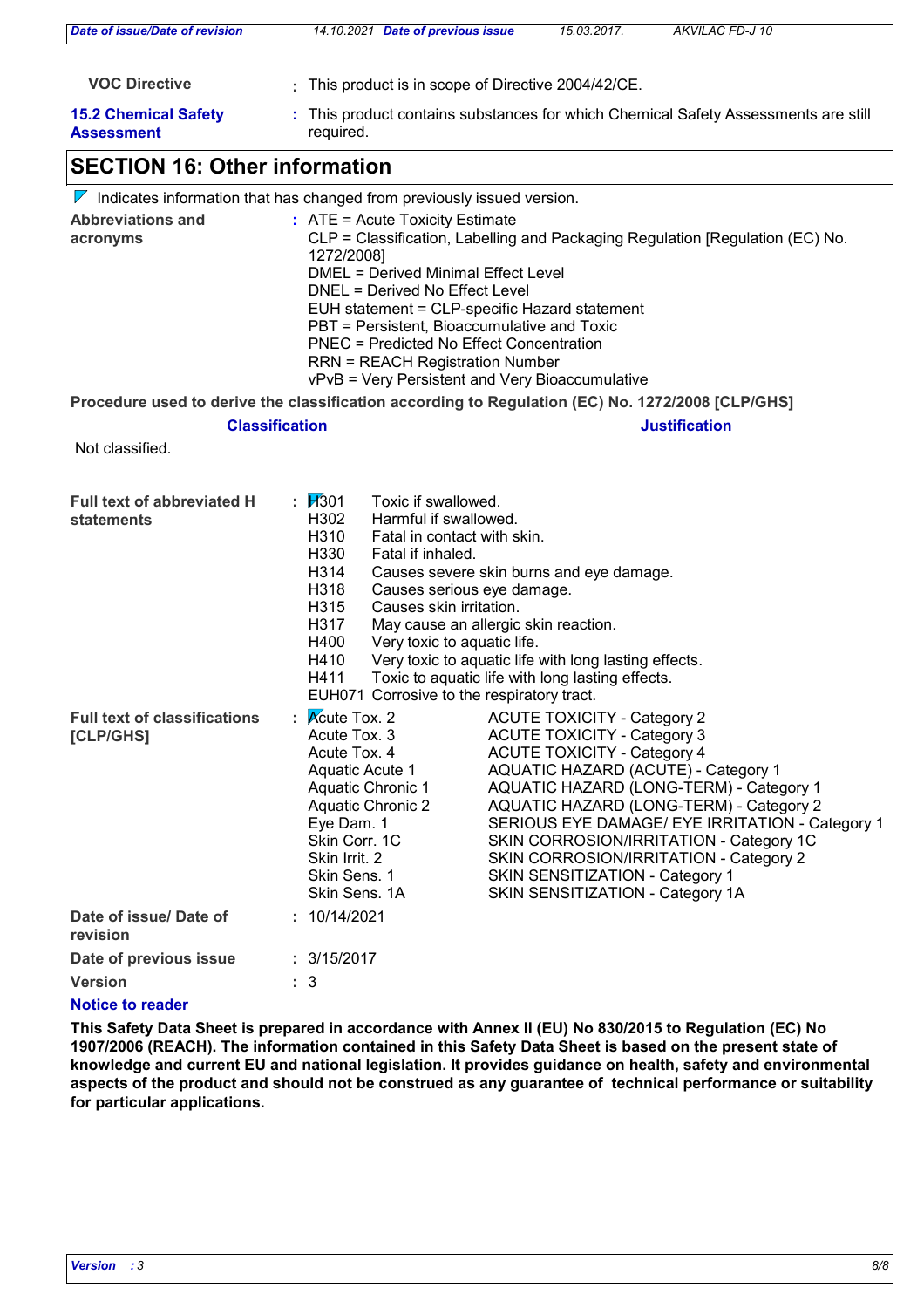| | | |
|---|---|---|
| **VOC Directive** | : | This product is in scope of Directive 2004/42/CE. |
| **15.2 Chemical Safety Assessment** | : | This product contains substances for which Chemical Safety Assessments are still required. |

## SECTION 16: Other information

Indicates information that has changed from previously issued version.

**Abbreviations and acronyms** : ATE = Acute Toxicity Estimate
CLP = Classification, Labelling and Packaging Regulation [Regulation (EC) No. 1272/2008]
DMEL = Derived Minimal Effect Level
DNEL = Derived No Effect Level
EUH statement = CLP-specific Hazard statement
PBT = Persistent, Bioaccumulative and Toxic
PNEC = Predicted No Effect Concentration
RRN = REACH Registration Number
vPvB = Very Persistent and Very Bioaccumulative

**Procedure used to derive the classification according to Regulation (EC) No. 1272/2008 [CLP/GHS]**

| Classification | Justification |
|---|---|
| Not classified. | |

**Full text of abbreviated H statements** :

| | |
|---|---|
| H301 | Toxic if swallowed. |
| H302 | Harmful if swallowed. |
| H310 | Fatal in contact with skin. |
| H330 | Fatal if inhaled. |
| H314 | Causes severe skin burns and eye damage. |
| H318 | Causes serious eye damage. |
| H315 | Causes skin irritation. |
| H317 | May cause an allergic skin reaction. |
| H400 | Very toxic to aquatic life. |
| H410 | Very toxic to aquatic life with long lasting effects. |
| H411 | Toxic to aquatic life with long lasting effects. |
| EUH071 | Corrosive to the respiratory tract. |

**Full text of classifications [CLP/GHS]** :

| | |
|---|---|
| Acute Tox. 2 | ACUTE TOXICITY - Category 2 |
| Acute Tox. 3 | ACUTE TOXICITY - Category 3 |
| Acute Tox. 4 | ACUTE TOXICITY - Category 4 |
| Aquatic Acute 1 | AQUATIC HAZARD (ACUTE) - Category 1 |
| Aquatic Chronic 1 | AQUATIC HAZARD (LONG-TERM) - Category 1 |
| Aquatic Chronic 2 | AQUATIC HAZARD (LONG-TERM) - Category 2 |
| Eye Dam. 1 | SERIOUS EYE DAMAGE/ EYE IRRITATION - Category 1 |
| Skin Corr. 1C | SKIN CORROSION/IRRITATION - Category 1C |
| Skin Irrit. 2 | SKIN CORROSION/IRRITATION - Category 2 |
| Skin Sens. 1 | SKIN SENSITIZATION - Category 1 |
| Skin Sens. 1A | SKIN SENSITIZATION - Category 1A |

| | | |
|---|---|---|
| **Date of issue/ Date of revision** | : | 10/14/2021 |
| **Date of previous issue** | : | 3/15/2017 |
| **Version** | : | 3 |

### Notice to reader

**This Safety Data Sheet is prepared in accordance with Annex II (EU) No 830/2015 to Regulation (EC) No 1907/2006 (REACH). The information contained in this Safety Data Sheet is based on the present state of knowledge and current EU and national legislation. It provides guidance on health, safety and environmental aspects of the product and should not be construed as any guarantee of technical performance or suitability for particular applications.**